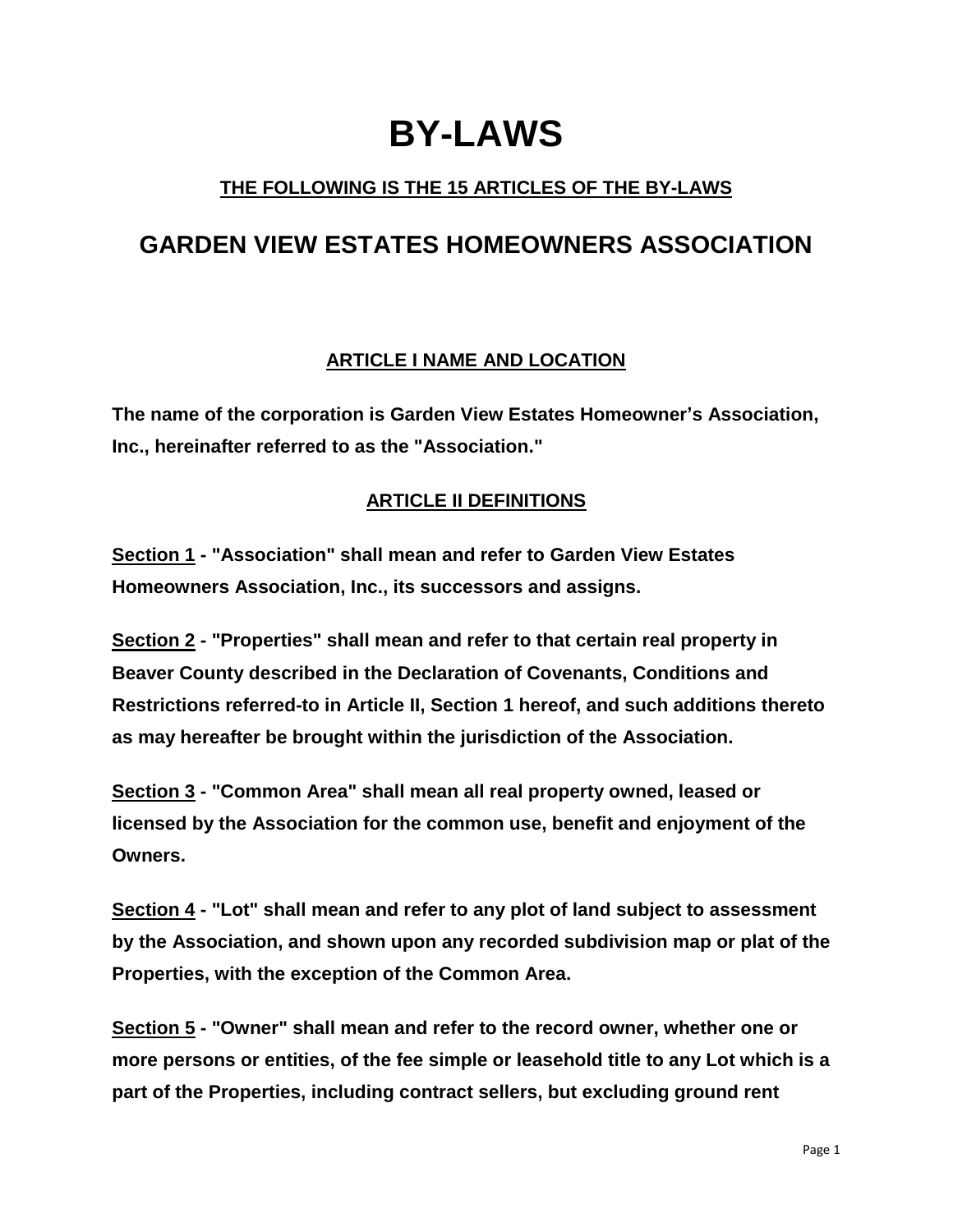# BY-LAWS

**THE FOLLOWING IS THE 15 ARTICLES OF THE BY-LAWS**

## GARDEN VIEW ESTATES HOMEOWNERS ASSOCIATION

### ARTICLE I NAME AND LOCATION

**The name of the corporation is Garden View Estates Homeowner's Association, Inc., hereinafter referred to as the "Association."**

### ARTICLE II DEFINITIONS

**Section 1 - "Association" shall mean and refer to Garden View Estates Homeowners Association, Inc., its successors and assigns.**

**Section 2 - "Properties" shall mean and refer to that certain real property in Beaver County described in the Declaration of Covenants, Conditions and Restrictions referred-to in Article II, Section 1 hereof, and such additions thereto as may hereafter be brought within the jurisdiction of the Association.**

**Section 3 - "Common Area" shall mean all real property owned, leased or licensed by the Association for the common use, benefit and enjoyment of the Owners.**

**Section 4 - "Lot" shall mean and refer to any plot of land subject to assessment by the Association, and shown upon any recorded subdivision map or plat of the Properties, with the exception of the Common Area.**

**Section 5 - "Owner" shall mean and refer to the record owner, whether one or more persons or entities, of the fee simple or leasehold title to any Lot which is a part of the Properties, including contract sellers, but excluding ground rent**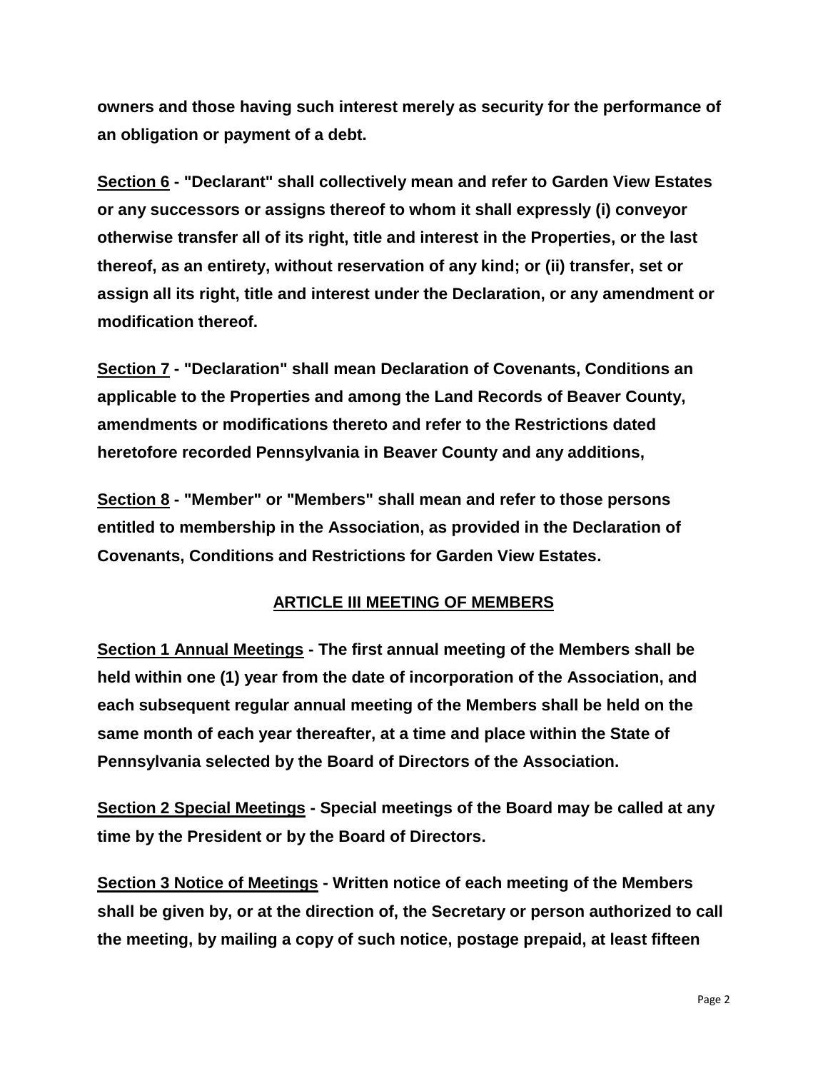**owners and those having such interest merely as security for the performance of an obligation or payment of a debt.**

**<u>Section 6</u> - "Declarant" shall collectively mean and refer to Garden View Estates or any successors or assigns thereof to whom it shall expressly (i) conveyor otherwise transfer all of its right, title and interest in the Properties, or the last thereof, as an entirety, without reservation of any kind; or (ii) transfer, set or assign all its right, title and interest under the Declaration, or any amendment or modification thereof.**

**<u>Section 7</u> - "Declaration" shall mean Declaration of Covenants, Conditions an applicable to the Properties and among the Land Records of Beaver County, amendments or modifications thereto and refer to the Restrictions dated heretofore recorded Pennsylvania in Beaver County and any additions,**

**<u>Section 8</u> - "Member" or "Members" shall mean and refer to those persons entitled to membership in the Association, as provided in the Declaration of Covenants, Conditions and Restrictions for Garden View Estates.**

## <u>ARTICLE III MEETING OF MEMBERS</u>

**<u>Section 1 Annual Meetings</u> - The first annual meeting of the Members shall be held within one (1) year from the date of incorporation of the Association, and each subsequent regular annual meeting of the Members shall be held on the same month of each year thereafter, at a time and place within the State of Pennsylvania selected by the Board of Directors of the Association.**

**<u>Section 2 Special Meetings</u> - Special meetings of the Board may be called at any time by the President or by the Board of Directors.**

**<u>Section 3 Notice of Meetings</u> - Written notice of each meeting of the Members shall be given by, or at the direction of, the Secretary or person authorized to call the meeting, by mailing a copy of such notice, postage prepaid, at least fifteen**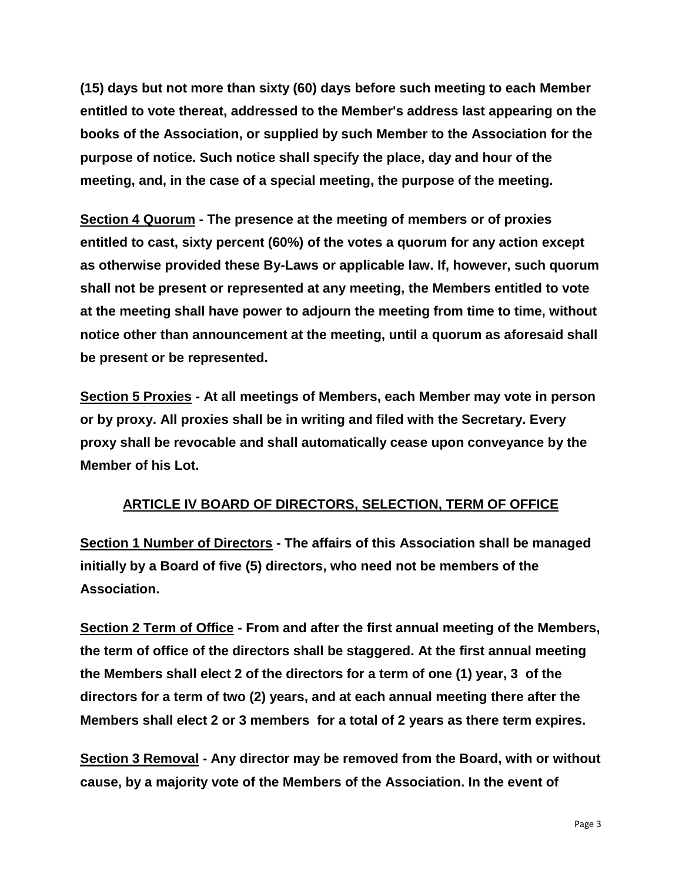**(15) days but not more than sixty (60) days before such meeting to each Member entitled to vote thereat, addressed to the Member's address last appearing on the books of the Association, or supplied by such Member to the Association for the purpose of notice. Such notice shall specify the place, day and hour of the meeting, and, in the case of a special meeting, the purpose of the meeting.**

**<u>Section 4 Quorum</u> - The presence at the meeting of members or of proxies entitled to cast, sixty percent (60%) of the votes a quorum for any action except as otherwise provided these By-Laws or applicable law. If, however, such quorum shall not be present or represented at any meeting, the Members entitled to vote at the meeting shall have power to adjourn the meeting from time to time, without notice other than announcement at the meeting, until a quorum as aforesaid shall be present or be represented.**

**<u>Section 5 Proxies</u> - At all meetings of Members, each Member may vote in person or by proxy. All proxies shall be in writing and filed with the Secretary. Every proxy shall be revocable and shall automatically cease upon conveyance by the Member of his Lot.**

## ARTICLE IV BOARD OF DIRECTORS, SELECTION, TERM OF OFFICE

**<u>Section 1 Number of Directors</u> - The affairs of this Association shall be managed initially by a Board of five (5) directors, who need not be members of the Association.**

**<u>Section 2 Term of Office</u> - From and after the first annual meeting of the Members, the term of office of the directors shall be staggered. At the first annual meeting the Members shall elect 2 of the directors for a term of one (1) year, 3 of the directors for a term of two (2) years, and at each annual meeting there after the Members shall elect 2 or 3 members for a total of 2 years as there term expires.**

**<u>Section 3 Removal</u> - Any director may be removed from the Board, with or without cause, by a majority vote of the Members of the Association. In the event of**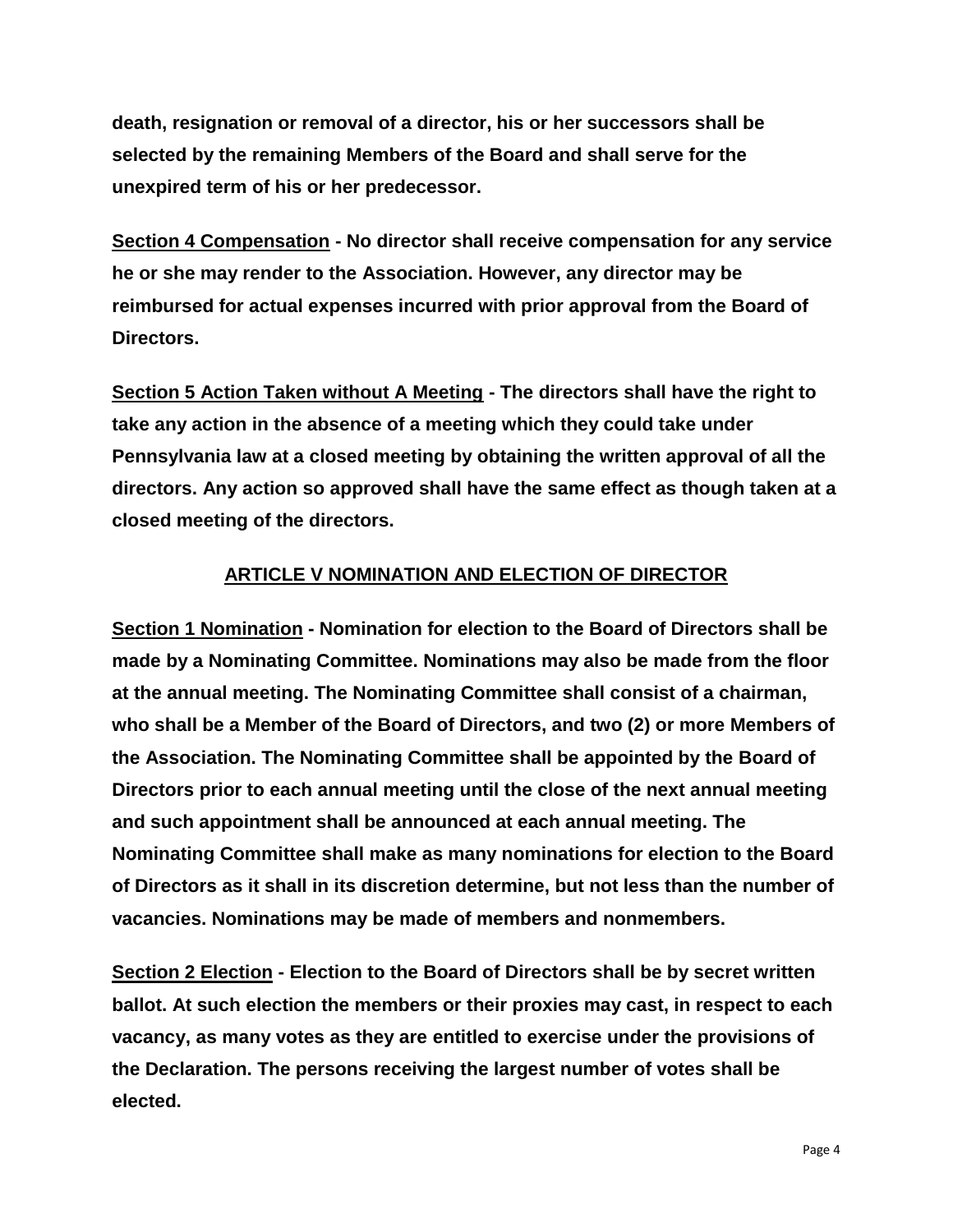**death, resignation or removal of a director, his or her successors shall be selected by the remaining Members of the Board and shall serve for the unexpired term of his or her predecessor.**

**<u>Section 4 Compensation</u> - No director shall receive compensation for any service he or she may render to the Association. However, any director may be reimbursed for actual expenses incurred with prior approval from the Board of Directors.**

**<u>Section 5 Action Taken without A Meeting</u> - The directors shall have the right to take any action in the absence of a meeting which they could take under Pennsylvania law at a closed meeting by obtaining the written approval of all the directors. Any action so approved shall have the same effect as though taken at a closed meeting of the directors.**

## <u>ARTICLE V NOMINATION AND ELECTION OF DIRECTOR</u>

**<u>Section 1 Nomination</u> - Nomination for election to the Board of Directors shall be made by a Nominating Committee. Nominations may also be made from the floor at the annual meeting. The Nominating Committee shall consist of a chairman, who shall be a Member of the Board of Directors, and two (2) or more Members of the Association. The Nominating Committee shall be appointed by the Board of Directors prior to each annual meeting until the close of the next annual meeting and such appointment shall be announced at each annual meeting. The Nominating Committee shall make as many nominations for election to the Board of Directors as it shall in its discretion determine, but not less than the number of vacancies. Nominations may be made of members and nonmembers.**

**<u>Section 2 Election</u> - Election to the Board of Directors shall be by secret written ballot. At such election the members or their proxies may cast, in respect to each vacancy, as many votes as they are entitled to exercise under the provisions of the Declaration. The persons receiving the largest number of votes shall be elected.**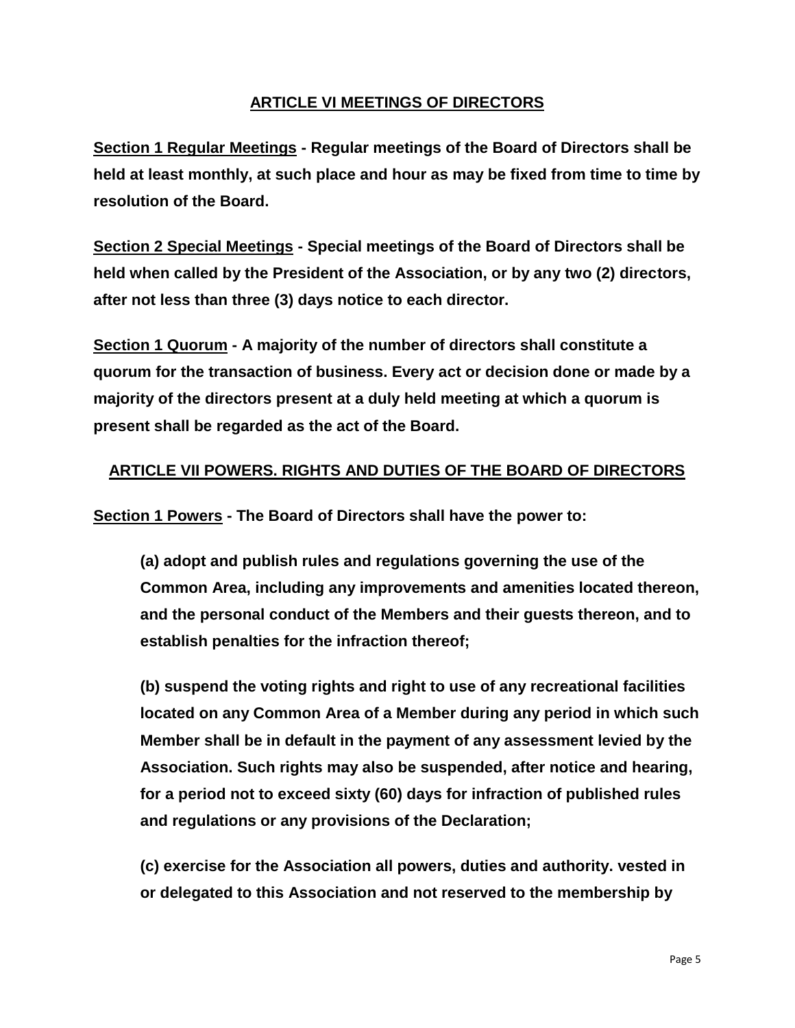## ARTICLE VI MEETINGS OF DIRECTORS

**Section 1 Regular Meetings - Regular meetings of the Board of Directors shall be held at least monthly, at such place and hour as may be fixed from time to time by resolution of the Board.**

**Section 2 Special Meetings - Special meetings of the Board of Directors shall be held when called by the President of the Association, or by any two (2) directors, after not less than three (3) days notice to each director.**

**Section 1 Quorum - A majority of the number of directors shall constitute a quorum for the transaction of business. Every act or decision done or made by a majority of the directors present at a duly held meeting at which a quorum is present shall be regarded as the act of the Board.**

## ARTICLE VII POWERS. RIGHTS AND DUTIES OF THE BOARD OF DIRECTORS

**Section 1 Powers - The Board of Directors shall have the power to:**

**(a) adopt and publish rules and regulations governing the use of the Common Area, including any improvements and amenities located thereon, and the personal conduct of the Members and their guests thereon, and to establish penalties for the infraction thereof;**

**(b) suspend the voting rights and right to use of any recreational facilities located on any Common Area of a Member during any period in which such Member shall be in default in the payment of any assessment levied by the Association. Such rights may also be suspended, after notice and hearing, for a period not to exceed sixty (60) days for infraction of published rules and regulations or any provisions of the Declaration;**

**(c) exercise for the Association all powers, duties and authority. vested in or delegated to this Association and not reserved to the membership by**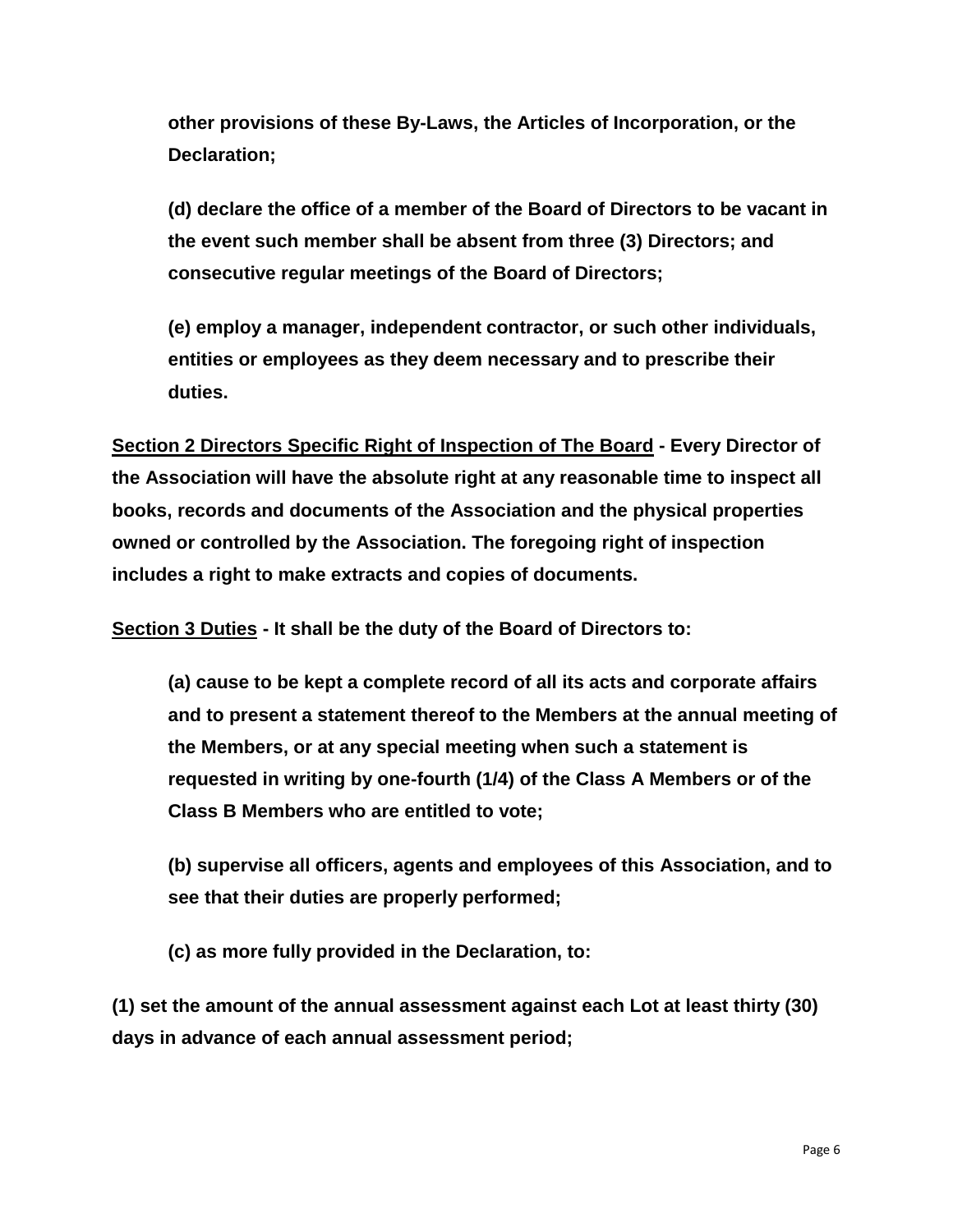**other provisions of these By-Laws, the Articles of Incorporation, or the Declaration;**

**(d) declare the office of a member of the Board of Directors to be vacant in the event such member shall be absent from three (3) Directors; and consecutive regular meetings of the Board of Directors;**

**(e) employ a manager, independent contractor, or such other individuals, entities or employees as they deem necessary and to prescribe their duties.**

**<u>Section 2 Directors Specific Right of Inspection of The Board</u> - Every Director of the Association will have the absolute right at any reasonable time to inspect all books, records and documents of the Association and the physical properties owned or controlled by the Association. The foregoing right of inspection includes a right to make extracts and copies of documents.**

**<u>Section 3 Duties</u> - It shall be the duty of the Board of Directors to:**

**(a) cause to be kept a complete record of all its acts and corporate affairs and to present a statement thereof to the Members at the annual meeting of the Members, or at any special meeting when such a statement is requested in writing by one-fourth (1/4) of the Class A Members or of the Class B Members who are entitled to vote;**

**(b) supervise all officers, agents and employees of this Association, and to see that their duties are properly performed;**

**(c) as more fully provided in the Declaration, to:**

**(1) set the amount of the annual assessment against each Lot at least thirty (30) days in advance of each annual assessment period;**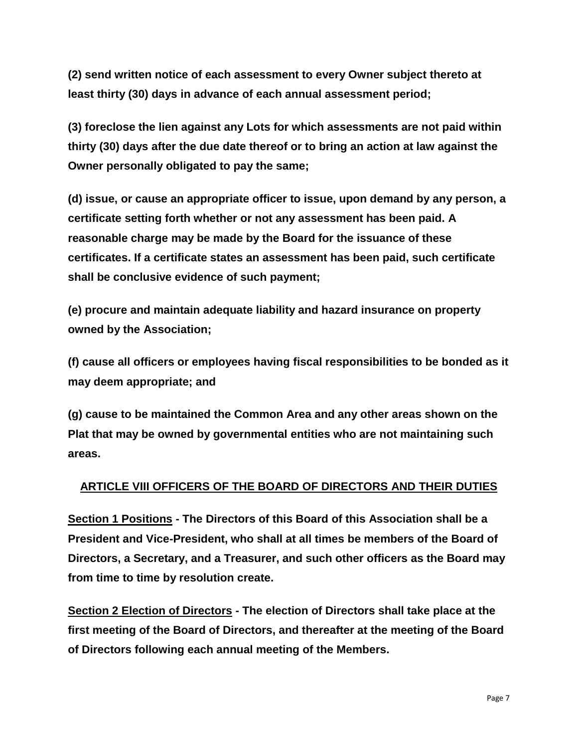**(2) send written notice of each assessment to every Owner subject thereto at least thirty (30) days in advance of each annual assessment period;**

**(3) foreclose the lien against any Lots for which assessments are not paid within thirty (30) days after the due date thereof or to bring an action at law against the Owner personally obligated to pay the same;**

**(d) issue, or cause an appropriate officer to issue, upon demand by any person, a certificate setting forth whether or not any assessment has been paid. A reasonable charge may be made by the Board for the issuance of these certificates. If a certificate states an assessment has been paid, such certificate shall be conclusive evidence of such payment;**

**(e) procure and maintain adequate liability and hazard insurance on property owned by the Association;**

**(f) cause all officers or employees having fiscal responsibilities to be bonded as it may deem appropriate; and**

**(g) cause to be maintained the Common Area and any other areas shown on the Plat that may be owned by governmental entities who are not maintaining such areas.**

## ARTICLE VIII OFFICERS OF THE BOARD OF DIRECTORS AND THEIR DUTIES

**Section 1 Positions - The Directors of this Board of this Association shall be a President and Vice-President, who shall at all times be members of the Board of Directors, a Secretary, and a Treasurer, and such other officers as the Board may from time to time by resolution create.**

**Section 2 Election of Directors - The election of Directors shall take place at the first meeting of the Board of Directors, and thereafter at the meeting of the Board of Directors following each annual meeting of the Members.**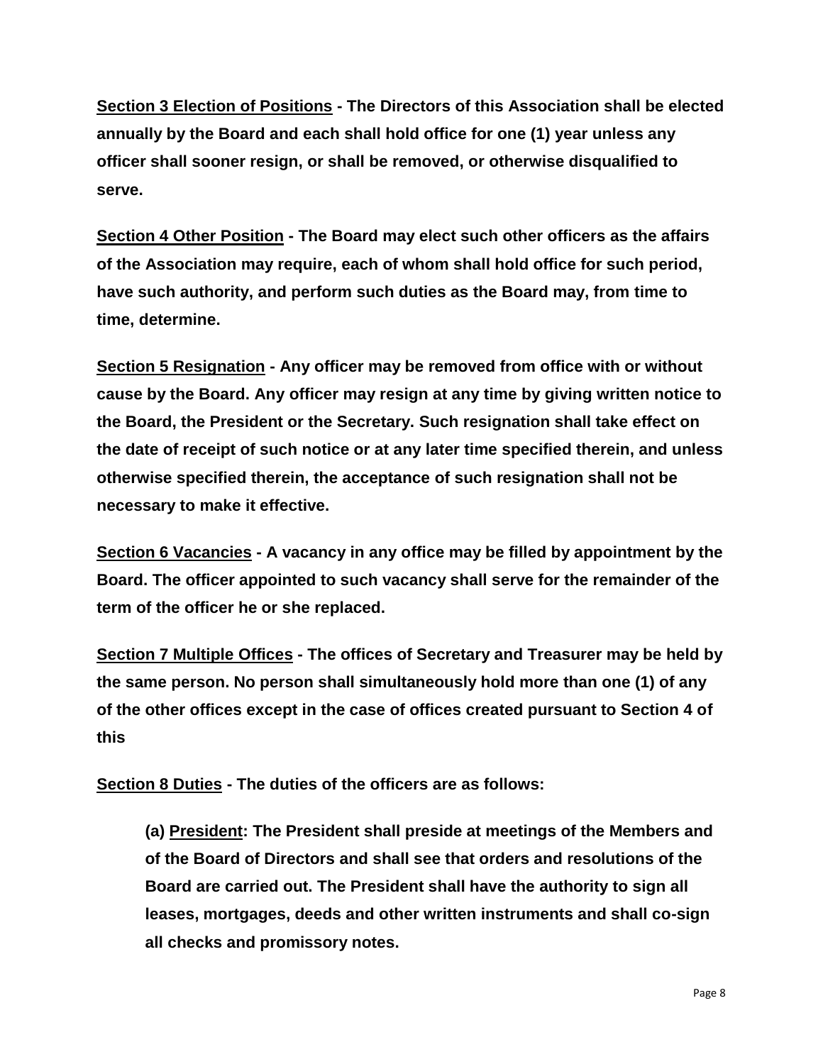**<u>Section 3 Election of Positions</u> - The Directors of this Association shall be elected annually by the Board and each shall hold office for one (1) year unless any officer shall sooner resign, or shall be removed, or otherwise disqualified to serve.**

**<u>Section 4 Other Position</u> - The Board may elect such other officers as the affairs of the Association may require, each of whom shall hold office for such period, have such authority, and perform such duties as the Board may, from time to time, determine.**

**<u>Section 5 Resignation</u> - Any officer may be removed from office with or without cause by the Board. Any officer may resign at any time by giving written notice to the Board, the President or the Secretary. Such resignation shall take effect on the date of receipt of such notice or at any later time specified therein, and unless otherwise specified therein, the acceptance of such resignation shall not be necessary to make it effective.**

**<u>Section 6 Vacancies</u> - A vacancy in any office may be filled by appointment by the Board. The officer appointed to such vacancy shall serve for the remainder of the term of the officer he or she replaced.**

**<u>Section 7 Multiple Offices</u> - The offices of Secretary and Treasurer may be held by the same person. No person shall simultaneously hold more than one (1) of any of the other offices except in the case of offices created pursuant to Section 4 of this**

**<u>Section 8 Duties</u> - The duties of the officers are as follows:**

> **(a) <u>President</u>: The President shall preside at meetings of the Members and of the Board of Directors and shall see that orders and resolutions of the Board are carried out. The President shall have the authority to sign all leases, mortgages, deeds and other written instruments and shall co-sign all checks and promissory notes.**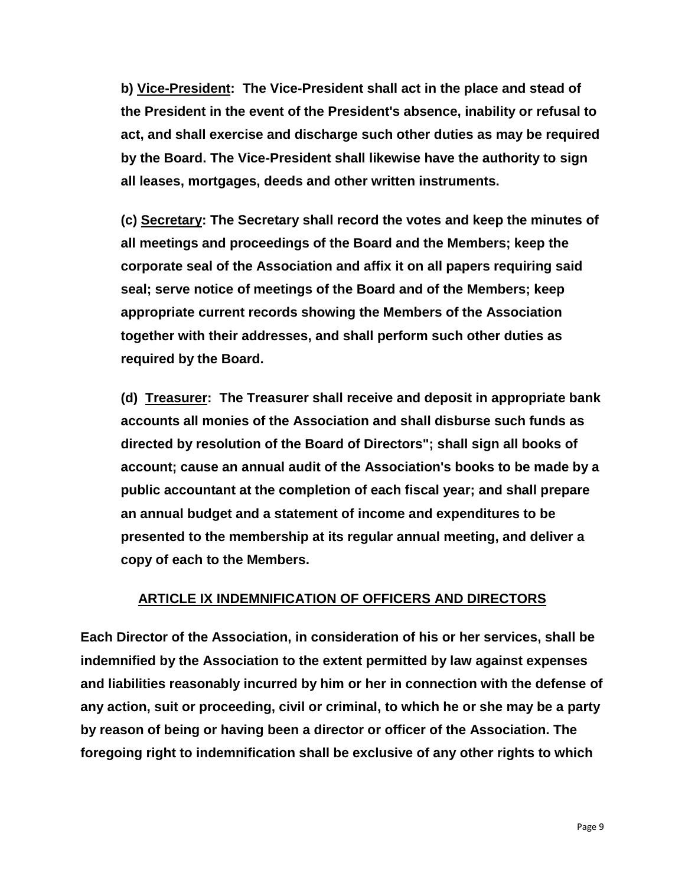**b) <u>Vice-President</u>: The Vice-President shall act in the place and stead of the President in the event of the President's absence, inability or refusal to act, and shall exercise and discharge such other duties as may be required by the Board. The Vice-President shall likewise have the authority to sign all leases, mortgages, deeds and other written instruments.**

**(c) <u>Secretary</u>: The Secretary shall record the votes and keep the minutes of all meetings and proceedings of the Board and the Members; keep the corporate seal of the Association and affix it on all papers requiring said seal; serve notice of meetings of the Board and of the Members; keep appropriate current records showing the Members of the Association together with their addresses, and shall perform such other duties as required by the Board.**

**(d) <u>Treasurer</u>: The Treasurer shall receive and deposit in appropriate bank accounts all monies of the Association and shall disburse such funds as directed by resolution of the Board of Directors"; shall sign all books of account; cause an annual audit of the Association's books to be made by a public accountant at the completion of each fiscal year; and shall prepare an annual budget and a statement of income and expenditures to be presented to the membership at its regular annual meeting, and deliver a copy of each to the Members.**

## ARTICLE IX INDEMNIFICATION OF OFFICERS AND DIRECTORS

**Each Director of the Association, in consideration of his or her services, shall be indemnified by the Association to the extent permitted by law against expenses and liabilities reasonably incurred by him or her in connection with the defense of any action, suit or proceeding, civil or criminal, to which he or she may be a party by reason of being or having been a director or officer of the Association. The foregoing right to indemnification shall be exclusive of any other rights to which**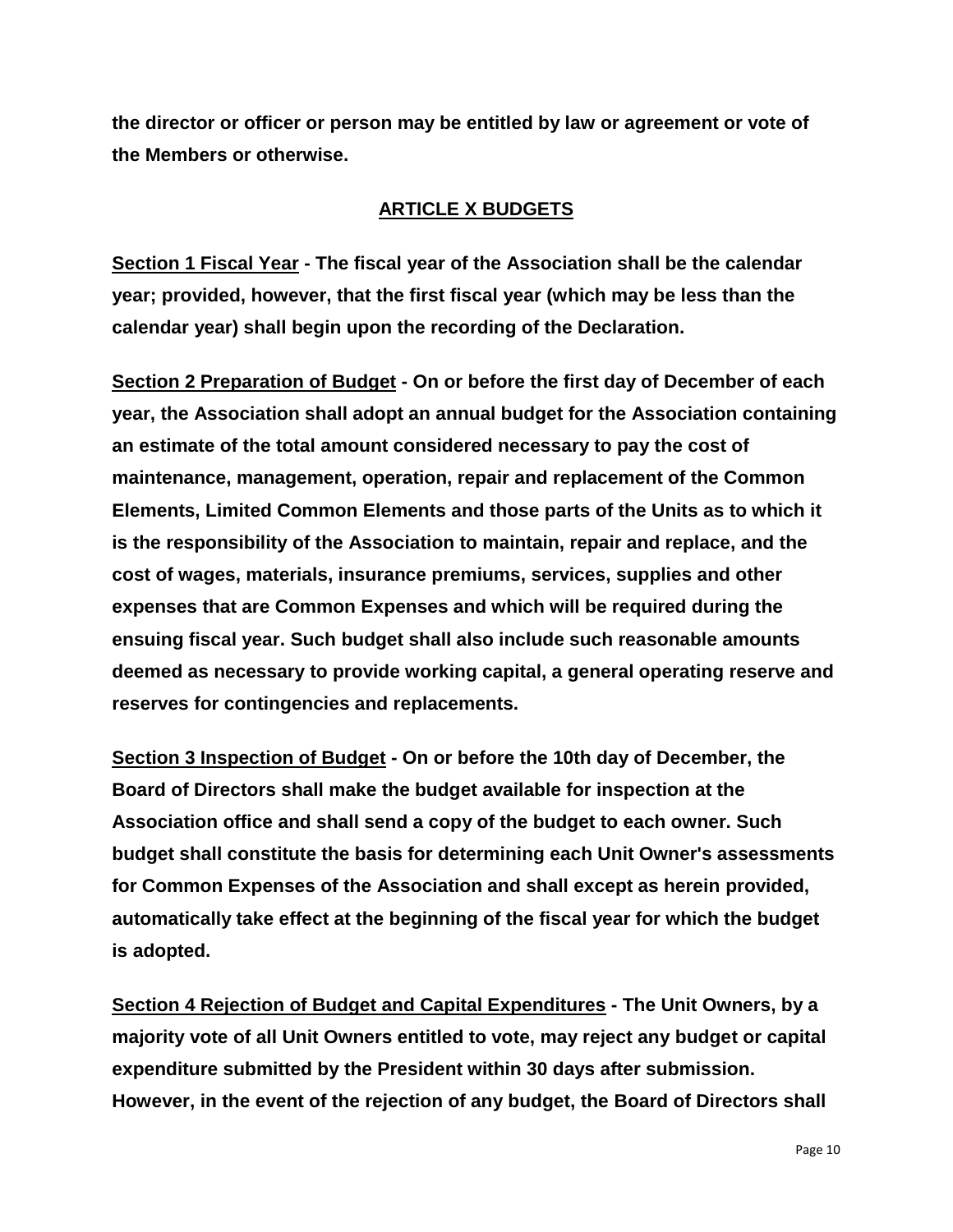**the director or officer or person may be entitled by law or agreement or vote of the Members or otherwise.**

## ARTICLE X BUDGETS

**Section 1 Fiscal Year - The fiscal year of the Association shall be the calendar year; provided, however, that the first fiscal year (which may be less than the calendar year) shall begin upon the recording of the Declaration.**

**Section 2 Preparation of Budget - On or before the first day of December of each year, the Association shall adopt an annual budget for the Association containing an estimate of the total amount considered necessary to pay the cost of maintenance, management, operation, repair and replacement of the Common Elements, Limited Common Elements and those parts of the Units as to which it is the responsibility of the Association to maintain, repair and replace, and the cost of wages, materials, insurance premiums, services, supplies and other expenses that are Common Expenses and which will be required during the ensuing fiscal year. Such budget shall also include such reasonable amounts deemed as necessary to provide working capital, a general operating reserve and reserves for contingencies and replacements.**

**Section 3 Inspection of Budget - On or before the 10th day of December, the Board of Directors shall make the budget available for inspection at the Association office and shall send a copy of the budget to each owner. Such budget shall constitute the basis for determining each Unit Owner's assessments for Common Expenses of the Association and shall except as herein provided, automatically take effect at the beginning of the fiscal year for which the budget is adopted.**

**Section 4 Rejection of Budget and Capital Expenditures - The Unit Owners, by a majority vote of all Unit Owners entitled to vote, may reject any budget or capital expenditure submitted by the President within 30 days after submission. However, in the event of the rejection of any budget, the Board of Directors shall**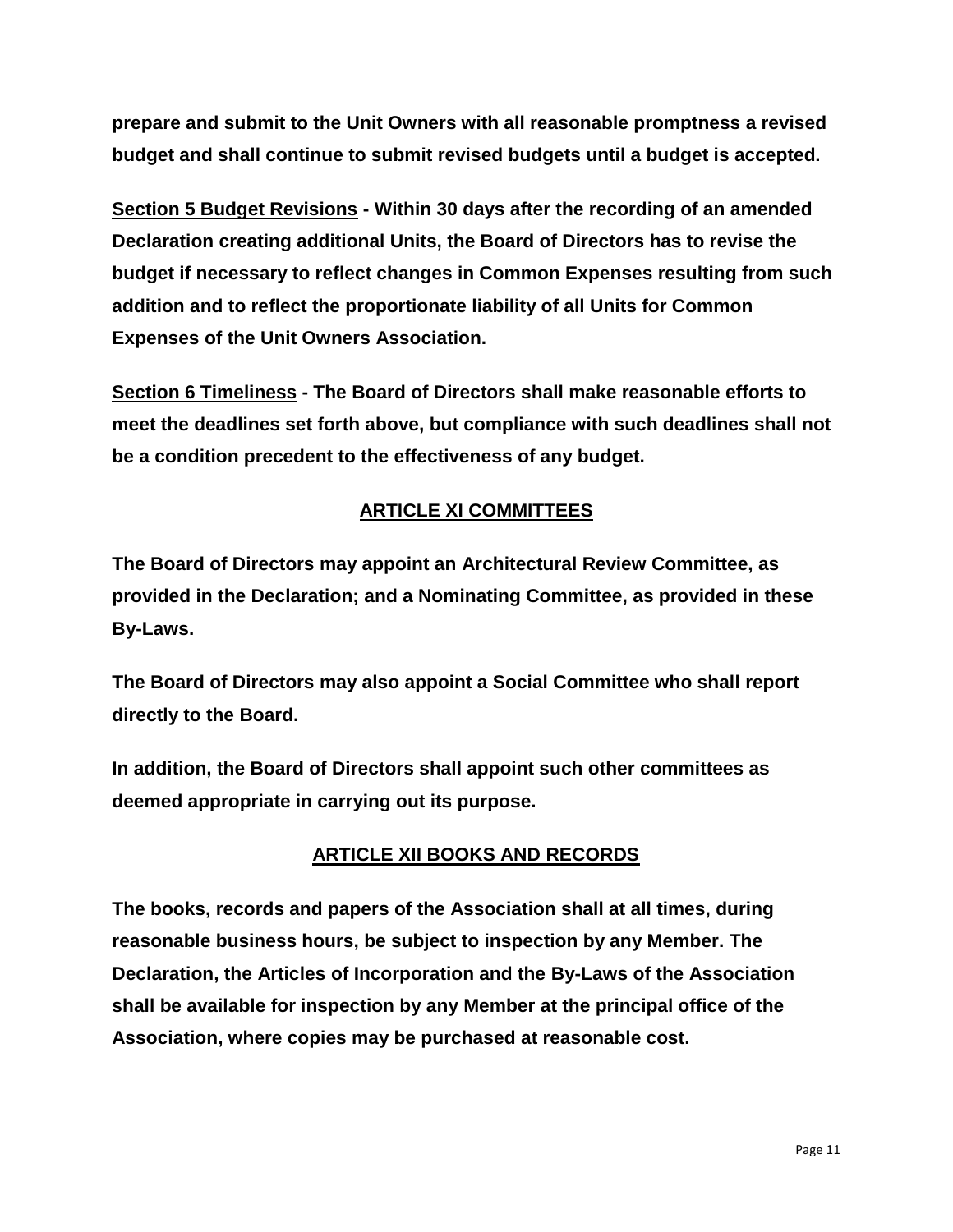**prepare and submit to the Unit Owners with all reasonable promptness a revised budget and shall continue to submit revised budgets until a budget is accepted.**

**Section 5 Budget Revisions - Within 30 days after the recording of an amended Declaration creating additional Units, the Board of Directors has to revise the budget if necessary to reflect changes in Common Expenses resulting from such addition and to reflect the proportionate liability of all Units for Common Expenses of the Unit Owners Association.**

**Section 6 Timeliness - The Board of Directors shall make reasonable efforts to meet the deadlines set forth above, but compliance with such deadlines shall not be a condition precedent to the effectiveness of any budget.**

## ARTICLE XI COMMITTEES

**The Board of Directors may appoint an Architectural Review Committee, as provided in the Declaration; and a Nominating Committee, as provided in these By-Laws.**

**The Board of Directors may also appoint a Social Committee who shall report directly to the Board.**

**In addition, the Board of Directors shall appoint such other committees as deemed appropriate in carrying out its purpose.**

## ARTICLE XII BOOKS AND RECORDS

**The books, records and papers of the Association shall at all times, during reasonable business hours, be subject to inspection by any Member. The Declaration, the Articles of Incorporation and the By-Laws of the Association shall be available for inspection by any Member at the principal office of the Association, where copies may be purchased at reasonable cost.**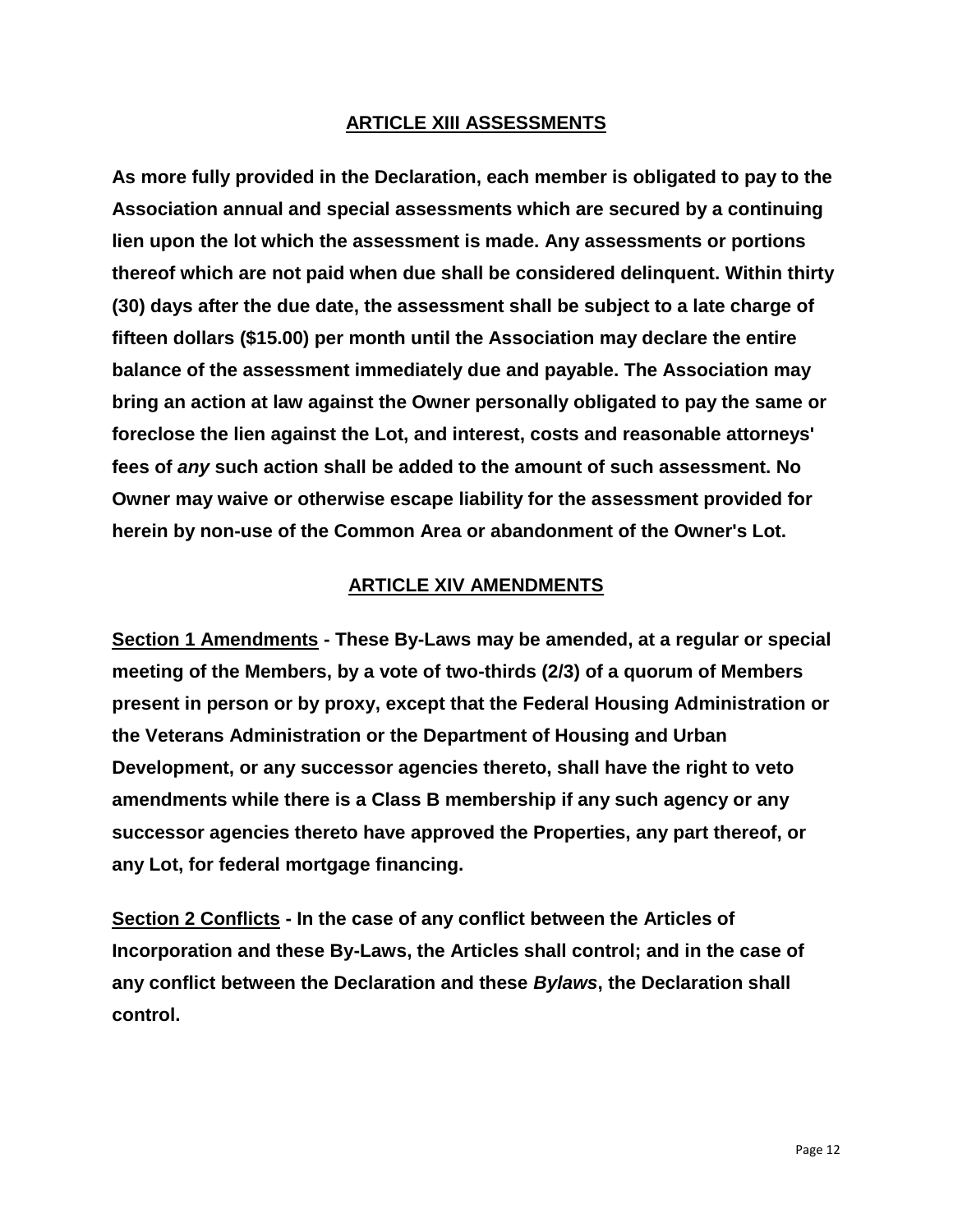## ARTICLE XIII ASSESSMENTS

**As more fully provided in the Declaration, each member is obligated to pay to the Association annual and special assessments which are secured by a continuing lien upon the lot which the assessment is made. Any assessments or portions thereof which are not paid when due shall be considered delinquent. Within thirty (30) days after the due date, the assessment shall be subject to a late charge of fifteen dollars ($15.00) per month until the Association may declare the entire balance of the assessment immediately due and payable. The Association may bring an action at law against the Owner personally obligated to pay the same or foreclose the lien against the Lot, and interest, costs and reasonable attorneys' fees of *any* such action shall be added to the amount of such assessment. No Owner may waive or otherwise escape liability for the assessment provided for herein by non-use of the Common Area or abandonment of the Owner's Lot.**

## ARTICLE XIV AMENDMENTS

**Section 1 Amendments - These By-Laws may be amended, at a regular or special meeting of the Members, by a vote of two-thirds (2/3) of a quorum of Members present in person or by proxy, except that the Federal Housing Administration or the Veterans Administration or the Department of Housing and Urban Development, or any successor agencies thereto, shall have the right to veto amendments while there is a Class B membership if any such agency or any successor agencies thereto have approved the Properties, any part thereof, or any Lot, for federal mortgage financing.**

**Section 2 Conflicts - In the case of any conflict between the Articles of Incorporation and these By-Laws, the Articles shall control; and in the case of any conflict between the Declaration and these *Bylaws*, the Declaration shall control.**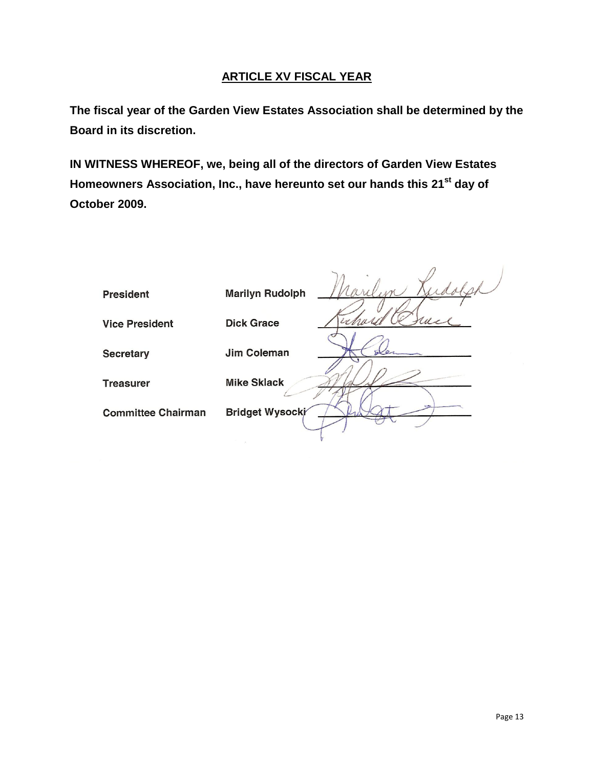## ARTICLE XV FISCAL YEAR

**The fiscal year of the Garden View Estates Association shall be determined by the Board in its discretion.**

**IN WITNESS WHEREOF, we, being all of the directors of Garden View Estates Homeowners Association, Inc., have hereunto set our hands this 21st day of October 2009.**

| | | |
|---|---|---|
| President | Marilyn Rudolph | Marilyn Rudolph |
| Vice President | Dick Grace | Richard C Grace |
| Secretary | Jim Coleman | J Coleman |
| Treasurer | Mike Sklack | _______________ |
| Committee Chairman | Bridget Wysocki | _______________ |